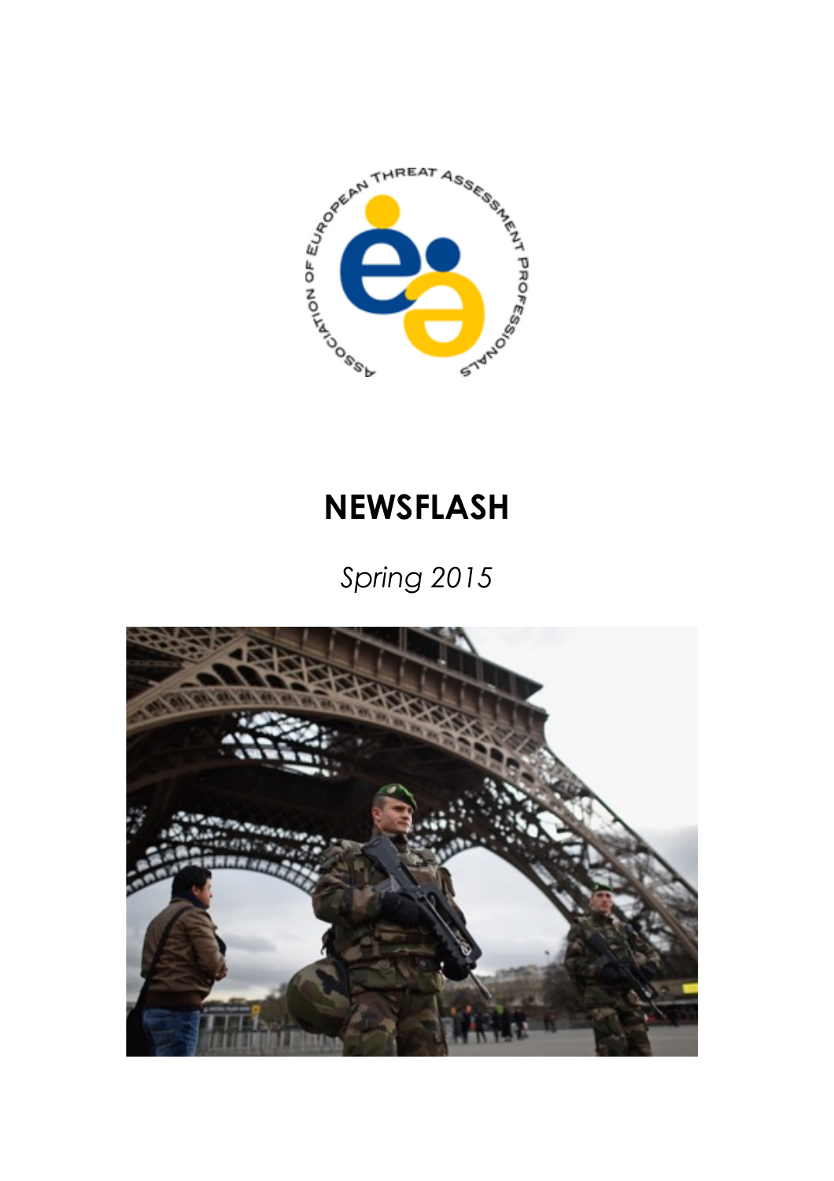ASSOCIATION OF EUROPEAN THREAT ASSESSMENT PROFESSIONALS

# NEWSFLASH

*Spring 2015*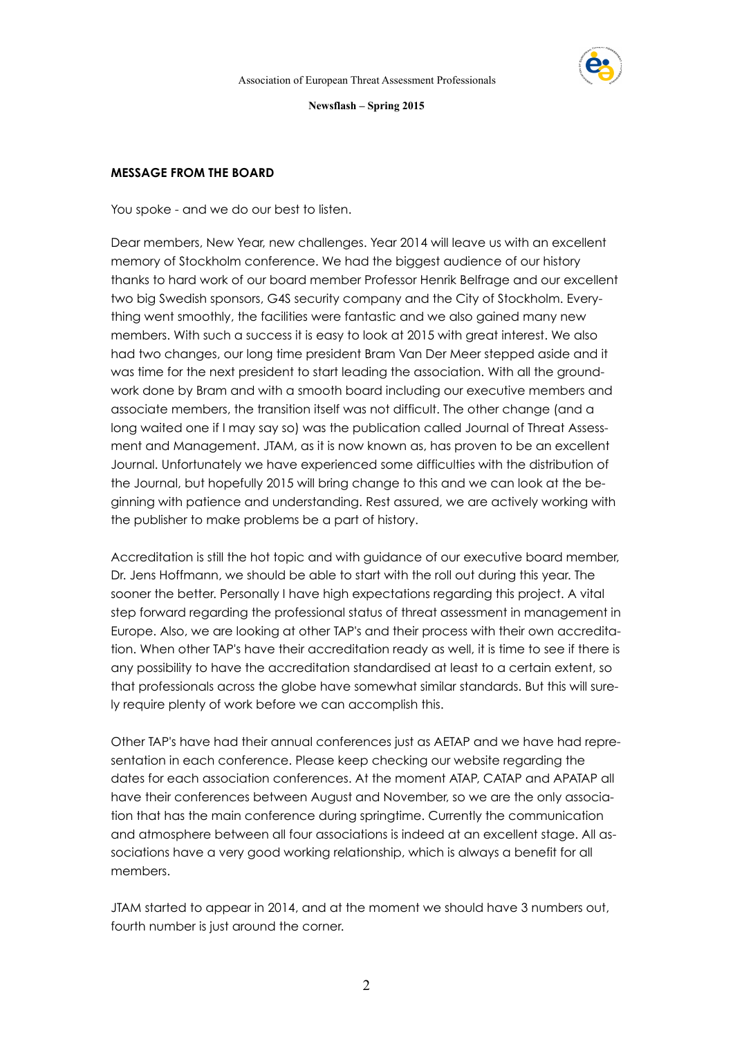## MESSAGE FROM THE BOARD

You spoke - and we do our best to listen.

Dear members, New Year, new challenges. Year 2014 will leave us with an excellent memory of Stockholm conference. We had the biggest audience of our history thanks to hard work of our board member Professor Henrik Belfrage and our excellent two big Swedish sponsors, G4S security company and the City of Stockholm. Everything went smoothly, the facilities were fantastic and we also gained many new members. With such a success it is easy to look at 2015 with great interest. We also had two changes, our long time president Bram Van Der Meer stepped aside and it was time for the next president to start leading the association. With all the groundwork done by Bram and with a smooth board including our executive members and associate members, the transition itself was not difficult. The other change (and a long waited one if I may say so) was the publication called Journal of Threat Assessment and Management. JTAM, as it is now known as, has proven to be an excellent Journal. Unfortunately we have experienced some difficulties with the distribution of the Journal, but hopefully 2015 will bring change to this and we can look at the beginning with patience and understanding. Rest assured, we are actively working with the publisher to make problems be a part of history.

Accreditation is still the hot topic and with guidance of our executive board member, Dr. Jens Hoffmann, we should be able to start with the roll out during this year. The sooner the better. Personally I have high expectations regarding this project. A vital step forward regarding the professional status of threat assessment in management in Europe. Also, we are looking at other TAP's and their process with their own accreditation. When other TAP's have their accreditation ready as well, it is time to see if there is any possibility to have the accreditation standardised at least to a certain extent, so that professionals across the globe have somewhat similar standards. But this will surely require plenty of work before we can accomplish this.

Other TAP's have had their annual conferences just as AETAP and we have had representation in each conference. Please keep checking our website regarding the dates for each association conferences. At the moment ATAP, CATAP and APATAP all have their conferences between August and November, so we are the only association that has the main conference during springtime. Currently the communication and atmosphere between all four associations is indeed at an excellent stage. All associations have a very good working relationship, which is always a benefit for all members.

JTAM started to appear in 2014, and at the moment we should have 3 numbers out, fourth number is just around the corner.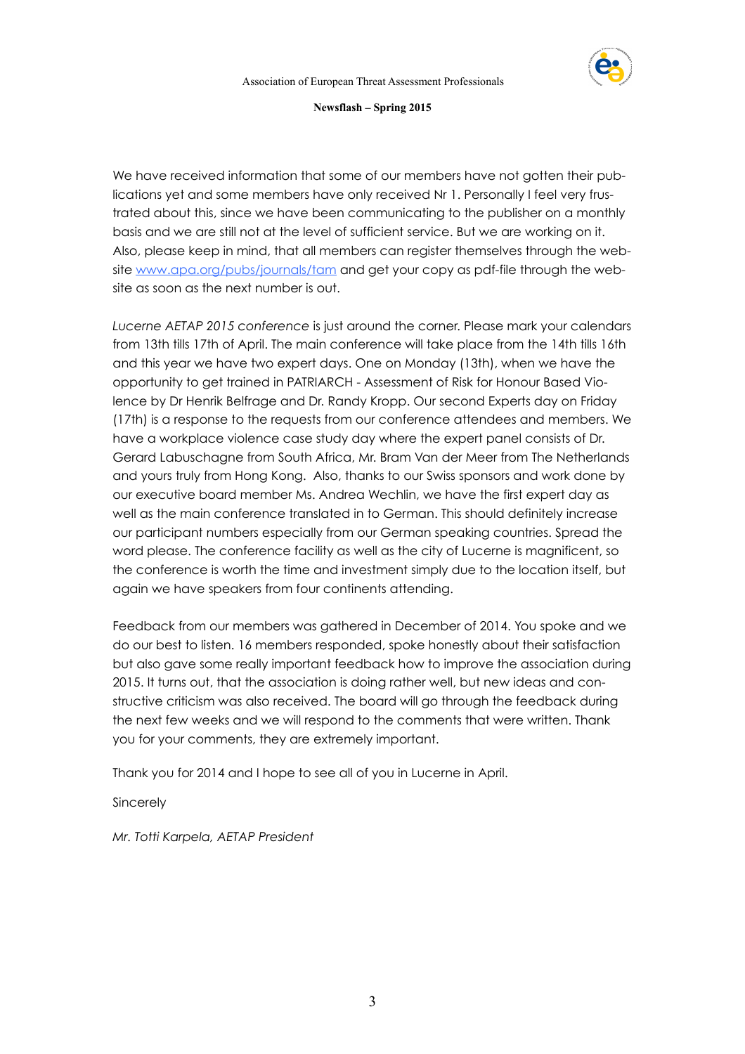We have received information that some of our members have not gotten their publications yet and some members have only received Nr 1. Personally I feel very frustrated about this, since we have been communicating to the publisher on a monthly basis and we are still not at the level of sufficient service. But we are working on it. Also, please keep in mind, that all members can register themselves through the website www.apa.org/pubs/journals/tam and get your copy as pdf-file through the website as soon as the next number is out.

*Lucerne AETAP 2015 conference* is just around the corner. Please mark your calendars from 13th tills 17th of April. The main conference will take place from the 14th tills 16th and this year we have two expert days. One on Monday (13th), when we have the opportunity to get trained in PATRIARCH - Assessment of Risk for Honour Based Violence by Dr Henrik Belfrage and Dr. Randy Kropp. Our second Experts day on Friday (17th) is a response to the requests from our conference attendees and members. We have a workplace violence case study day where the expert panel consists of Dr. Gerard Labuschagne from South Africa, Mr. Bram Van der Meer from The Netherlands and yours truly from Hong Kong. Also, thanks to our Swiss sponsors and work done by our executive board member Ms. Andrea Wechlin, we have the first expert day as well as the main conference translated in to German. This should definitely increase our participant numbers especially from our German speaking countries. Spread the word please. The conference facility as well as the city of Lucerne is magnificent, so the conference is worth the time and investment simply due to the location itself, but again we have speakers from four continents attending.

Feedback from our members was gathered in December of 2014. You spoke and we do our best to listen. 16 members responded, spoke honestly about their satisfaction but also gave some really important feedback how to improve the association during 2015. It turns out, that the association is doing rather well, but new ideas and constructive criticism was also received. The board will go through the feedback during the next few weeks and we will respond to the comments that were written. Thank you for your comments, they are extremely important.

Thank you for 2014 and I hope to see all of you in Lucerne in April.

Sincerely

*Mr. Totti Karpela, AETAP President*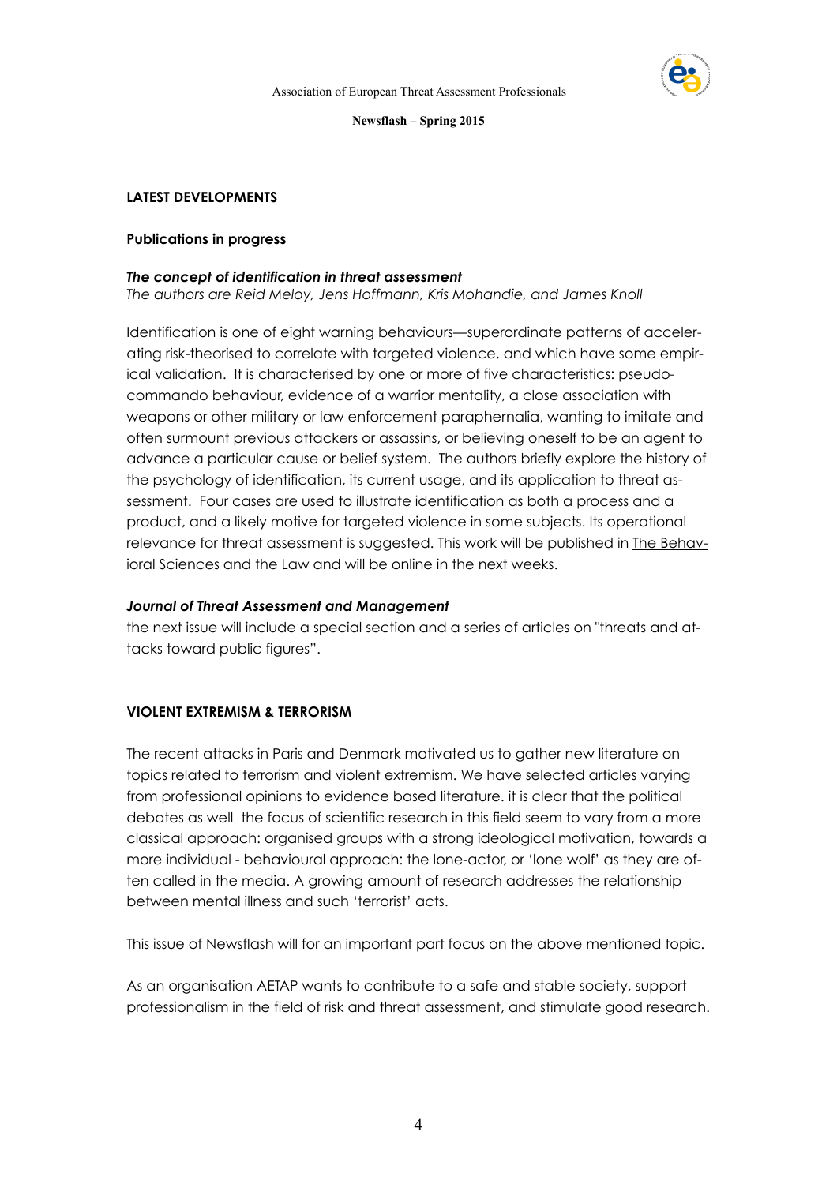## LATEST DEVELOPMENTS

### Publications in progress

***The concept of identification in threat assessment***
*The authors are Reid Meloy, Jens Hoffmann, Kris Mohandie, and James Knoll*

Identification is one of eight warning behaviours—superordinate patterns of accelerating risk-theorised to correlate with targeted violence, and which have some empirical validation. It is characterised by one or more of five characteristics: pseudo-commando behaviour, evidence of a warrior mentality, a close association with weapons or other military or law enforcement paraphernalia, wanting to imitate and often surmount previous attackers or assassins, or believing oneself to be an agent to advance a particular cause or belief system. The authors briefly explore the history of the psychology of identification, its current usage, and its application to threat assessment. Four cases are used to illustrate identification as both a process and a product, and a likely motive for targeted violence in some subjects. Its operational relevance for threat assessment is suggested. This work will be published in The Behavioral Sciences and the Law and will be online in the next weeks.

***Journal of Threat Assessment and Management***
the next issue will include a special section and a series of articles on "threats and attacks toward public figures".

## VIOLENT EXTREMISM & TERRORISM

The recent attacks in Paris and Denmark motivated us to gather new literature on topics related to terrorism and violent extremism. We have selected articles varying from professional opinions to evidence based literature. it is clear that the political debates as well the focus of scientific research in this field seem to vary from a more classical approach: organised groups with a strong ideological motivation, towards a more individual - behavioural approach: the lone-actor, or 'lone wolf' as they are often called in the media. A growing amount of research addresses the relationship between mental illness and such 'terrorist' acts.

This issue of Newsflash will for an important part focus on the above mentioned topic.

As an organisation AETAP wants to contribute to a safe and stable society, support professionalism in the field of risk and threat assessment, and stimulate good research.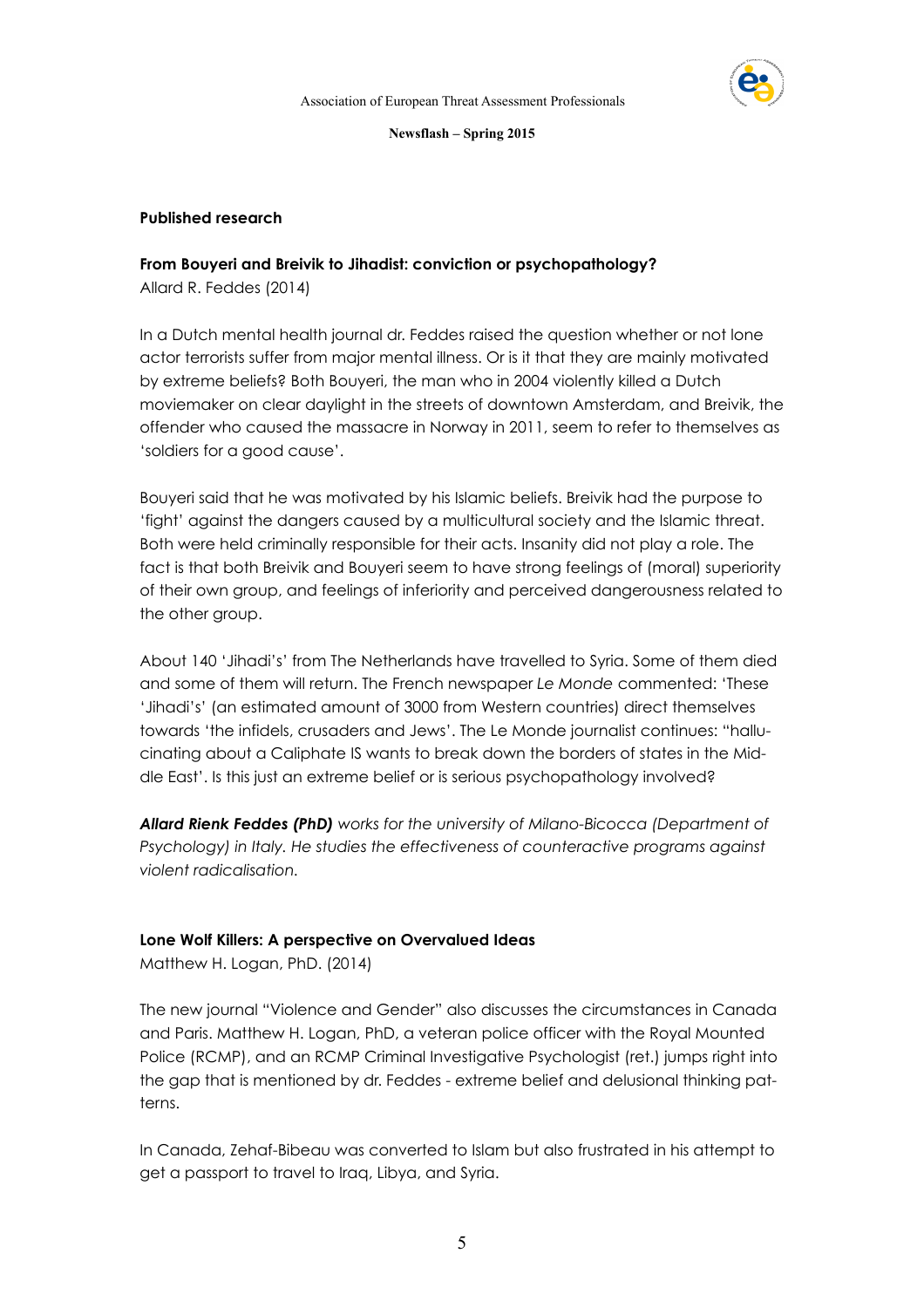## Published research

### From Bouyeri and Breivik to Jihadist: conviction or psychopathology?

Allard R. Feddes (2014)

In a Dutch mental health journal dr. Feddes raised the question whether or not lone actor terrorists suffer from major mental illness. Or is it that they are mainly motivated by extreme beliefs? Both Bouyeri, the man who in 2004 violently killed a Dutch moviemaker on clear daylight in the streets of downtown Amsterdam, and Breivik, the offender who caused the massacre in Norway in 2011, seem to refer to themselves as 'soldiers for a good cause'.

Bouyeri said that he was motivated by his Islamic beliefs. Breivik had the purpose to 'fight' against the dangers caused by a multicultural society and the Islamic threat. Both were held criminally responsible for their acts. Insanity did not play a role. The fact is that both Breivik and Bouyeri seem to have strong feelings of (moral) superiority of their own group, and feelings of inferiority and perceived dangerousness related to the other group.

About 140 'Jihadi's' from The Netherlands have travelled to Syria. Some of them died and some of them will return. The French newspaper *Le Monde* commented: 'These 'Jihadi's' (an estimated amount of 3000 from Western countries) direct themselves towards 'the infidels, crusaders and Jews'. The Le Monde journalist continues: "hallucinating about a Caliphate IS wants to break down the borders of states in the Middle East'. Is this just an extreme belief or is serious psychopathology involved?

***Allard Rienk Feddes (PhD)*** *works for the university of Milano-Bicocca (Department of Psychology) in Italy. He studies the effectiveness of counteractive programs against violent radicalisation.*

### Lone Wolf Killers: A perspective on Overvalued Ideas

Matthew H. Logan, PhD. (2014)

The new journal "Violence and Gender" also discusses the circumstances in Canada and Paris. Matthew H. Logan, PhD, a veteran police officer with the Royal Mounted Police (RCMP), and an RCMP Criminal Investigative Psychologist (ret.) jumps right into the gap that is mentioned by dr. Feddes - extreme belief and delusional thinking patterns.

In Canada, Zehaf-Bibeau was converted to Islam but also frustrated in his attempt to get a passport to travel to Iraq, Libya, and Syria.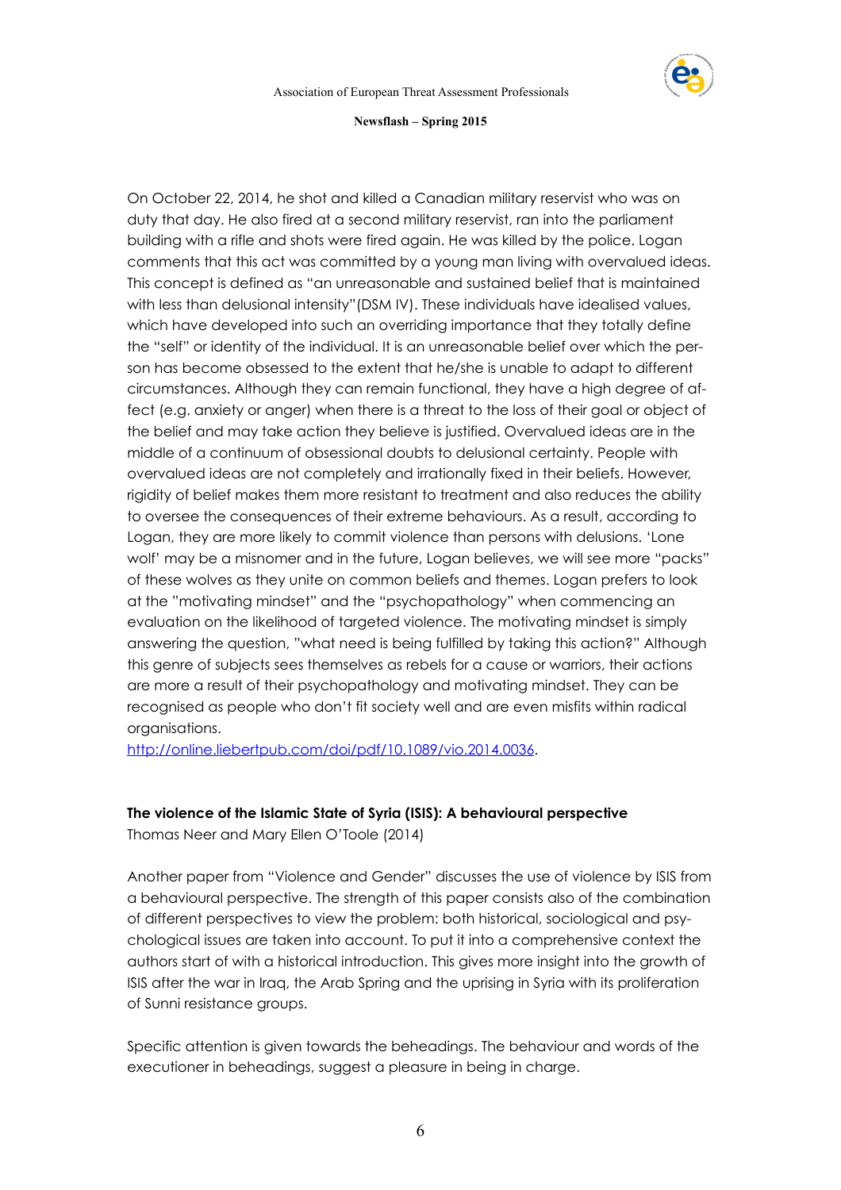On October 22, 2014, he shot and killed a Canadian military reservist who was on duty that day. He also fired at a second military reservist, ran into the parliament building with a rifle and shots were fired again. He was killed by the police. Logan comments that this act was committed by a young man living with overvalued ideas. This concept is defined as "an unreasonable and sustained belief that is maintained with less than delusional intensity"(DSM IV). These individuals have idealised values, which have developed into such an overriding importance that they totally define the "self" or identity of the individual. It is an unreasonable belief over which the person has become obsessed to the extent that he/she is unable to adapt to different circumstances. Although they can remain functional, they have a high degree of affect (e.g. anxiety or anger) when there is a threat to the loss of their goal or object of the belief and may take action they believe is justified. Overvalued ideas are in the middle of a continuum of obsessional doubts to delusional certainty. People with overvalued ideas are not completely and irrationally fixed in their beliefs. However, rigidity of belief makes them more resistant to treatment and also reduces the ability to oversee the consequences of their extreme behaviours. As a result, according to Logan, they are more likely to commit violence than persons with delusions. 'Lone wolf' may be a misnomer and in the future, Logan believes, we will see more "packs" of these wolves as they unite on common beliefs and themes. Logan prefers to look at the "motivating mindset" and the "psychopathology" when commencing an evaluation on the likelihood of targeted violence. The motivating mindset is simply answering the question, "what need is being fulfilled by taking this action?" Although this genre of subjects sees themselves as rebels for a cause or warriors, their actions are more a result of their psychopathology and motivating mindset. They can be recognised as people who don't fit society well and are even misfits within radical organisations.
http://online.liebertpub.com/doi/pdf/10.1089/vio.2014.0036.

**The violence of the Islamic State of Syria (ISIS): A behavioural perspective**
Thomas Neer and Mary Ellen O'Toole (2014)

Another paper from "Violence and Gender" discusses the use of violence by ISIS from a behavioural perspective. The strength of this paper consists also of the combination of different perspectives to view the problem: both historical, sociological and psychological issues are taken into account. To put it into a comprehensive context the authors start of with a historical introduction. This gives more insight into the growth of ISIS after the war in Iraq, the Arab Spring and the uprising in Syria with its proliferation of Sunni resistance groups.

Specific attention is given towards the beheadings. The behaviour and words of the executioner in beheadings, suggest a pleasure in being in charge.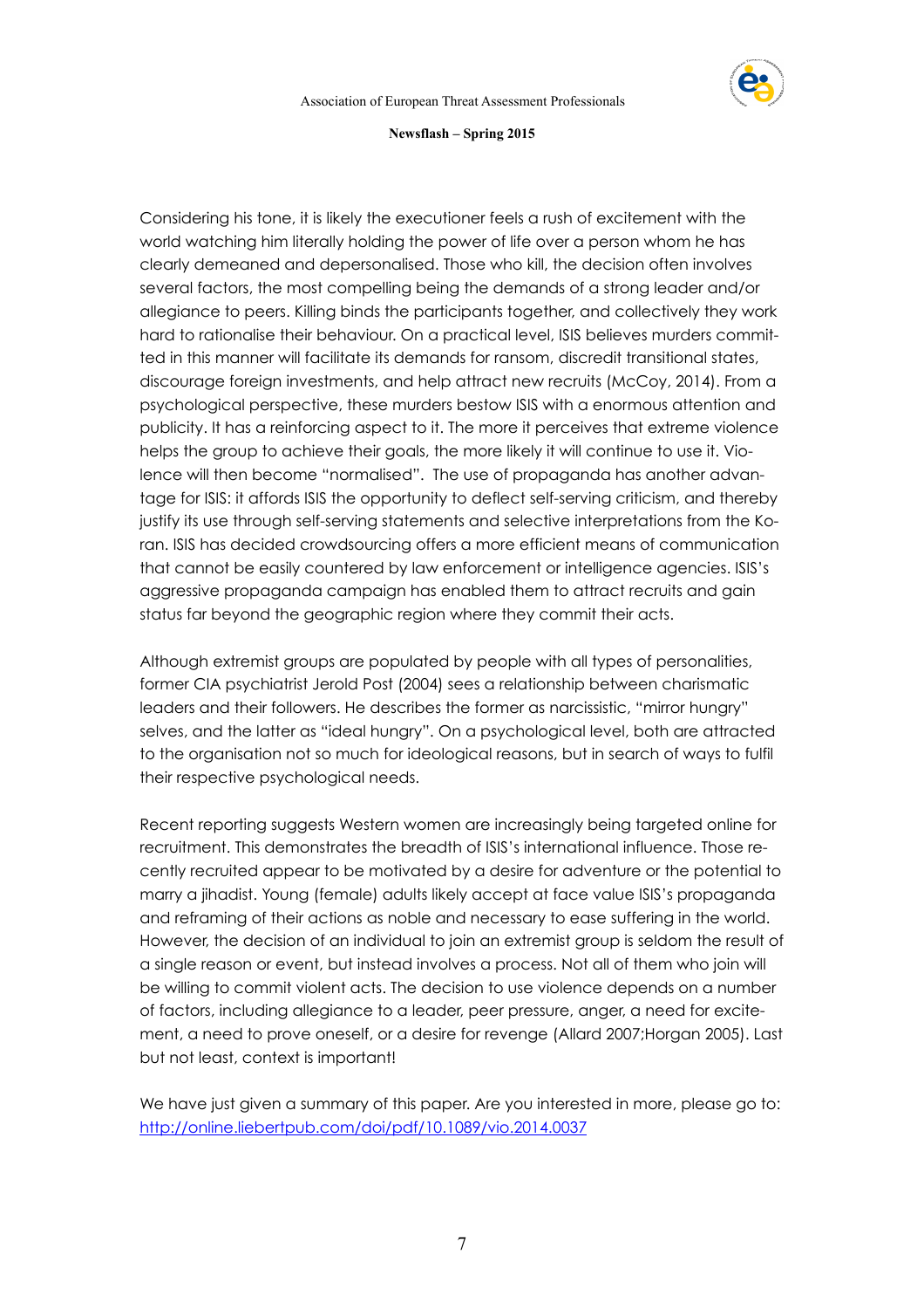Considering his tone, it is likely the executioner feels a rush of excitement with the world watching him literally holding the power of life over a person whom he has clearly demeaned and depersonalised. Those who kill, the decision often involves several factors, the most compelling being the demands of a strong leader and/or allegiance to peers. Killing binds the participants together, and collectively they work hard to rationalise their behaviour. On a practical level, ISIS believes murders committed in this manner will facilitate its demands for ransom, discredit transitional states, discourage foreign investments, and help attract new recruits (McCoy, 2014). From a psychological perspective, these murders bestow ISIS with a enormous attention and publicity. It has a reinforcing aspect to it. The more it perceives that extreme violence helps the group to achieve their goals, the more likely it will continue to use it. Violence will then become "normalised". The use of propaganda has another advantage for ISIS: it affords ISIS the opportunity to deflect self-serving criticism, and thereby justify its use through self-serving statements and selective interpretations from the Koran. ISIS has decided crowdsourcing offers a more efficient means of communication that cannot be easily countered by law enforcement or intelligence agencies. ISIS's aggressive propaganda campaign has enabled them to attract recruits and gain status far beyond the geographic region where they commit their acts.

Although extremist groups are populated by people with all types of personalities, former CIA psychiatrist Jerold Post (2004) sees a relationship between charismatic leaders and their followers. He describes the former as narcissistic, "mirror hungry" selves, and the latter as "ideal hungry". On a psychological level, both are attracted to the organisation not so much for ideological reasons, but in search of ways to fulfil their respective psychological needs.

Recent reporting suggests Western women are increasingly being targeted online for recruitment. This demonstrates the breadth of ISIS's international influence. Those recently recruited appear to be motivated by a desire for adventure or the potential to marry a jihadist. Young (female) adults likely accept at face value ISIS's propaganda and reframing of their actions as noble and necessary to ease suffering in the world. However, the decision of an individual to join an extremist group is seldom the result of a single reason or event, but instead involves a process. Not all of them who join will be willing to commit violent acts. The decision to use violence depends on a number of factors, including allegiance to a leader, peer pressure, anger, a need for excitement, a need to prove oneself, or a desire for revenge (Allard 2007;Horgan 2005). Last but not least, context is important!

We have just given a summary of this paper. Are you interested in more, please go to: [http://online.liebertpub.com/doi/pdf/10.1089/vio.2014.0037](http://online.liebertpub.com/doi/pdf/10.1089/vio.2014.0037)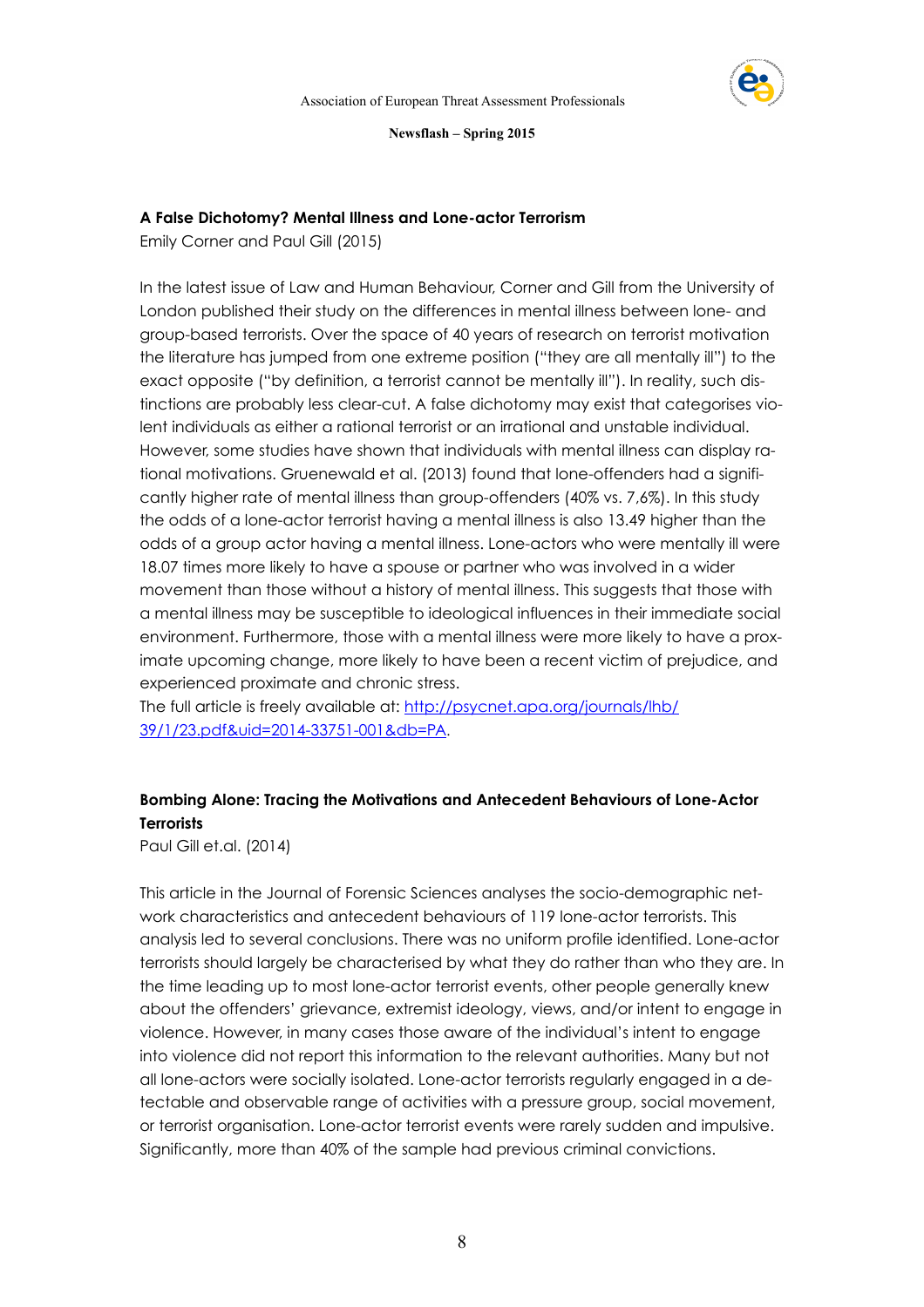**A False Dichotomy? Mental Illness and Lone-actor Terrorism**
Emily Corner and Paul Gill (2015)

In the latest issue of Law and Human Behaviour, Corner and Gill from the University of London published their study on the differences in mental illness between lone- and group-based terrorists. Over the space of 40 years of research on terrorist motivation the literature has jumped from one extreme position ("they are all mentally ill") to the exact opposite ("by definition, a terrorist cannot be mentally ill"). In reality, such distinctions are probably less clear-cut. A false dichotomy may exist that categorises violent individuals as either a rational terrorist or an irrational and unstable individual. However, some studies have shown that individuals with mental illness can display rational motivations. Gruenewald et al. (2013) found that lone-offenders had a significantly higher rate of mental illness than group-offenders (40% vs. 7,6%). In this study the odds of a lone-actor terrorist having a mental illness is also 13.49 higher than the odds of a group actor having a mental illness. Lone-actors who were mentally ill were 18.07 times more likely to have a spouse or partner who was involved in a wider movement than those without a history of mental illness. This suggests that those with a mental illness may be susceptible to ideological influences in their immediate social environment. Furthermore, those with a mental illness were more likely to have a proximate upcoming change, more likely to have been a recent victim of prejudice, and experienced proximate and chronic stress.
The full article is freely available at: [http://psycnet.apa.org/journals/lhb/39/1/23.pdf&uid=2014-33751-001&db=PA](http://psycnet.apa.org/journals/lhb/39/1/23.pdf&uid=2014-33751-001&db=PA).

**Bombing Alone: Tracing the Motivations and Antecedent Behaviours of Lone-Actor Terrorists**
Paul Gill et.al. (2014)

This article in the Journal of Forensic Sciences analyses the socio-demographic network characteristics and antecedent behaviours of 119 lone-actor terrorists. This analysis led to several conclusions. There was no uniform profile identified. Lone-actor terrorists should largely be characterised by what they do rather than who they are. In the time leading up to most lone-actor terrorist events, other people generally knew about the offenders' grievance, extremist ideology, views, and/or intent to engage in violence. However, in many cases those aware of the individual's intent to engage into violence did not report this information to the relevant authorities. Many but not all lone-actors were socially isolated. Lone-actor terrorists regularly engaged in a detectable and observable range of activities with a pressure group, social movement, or terrorist organisation. Lone-actor terrorist events were rarely sudden and impulsive. Significantly, more than 40% of the sample had previous criminal convictions.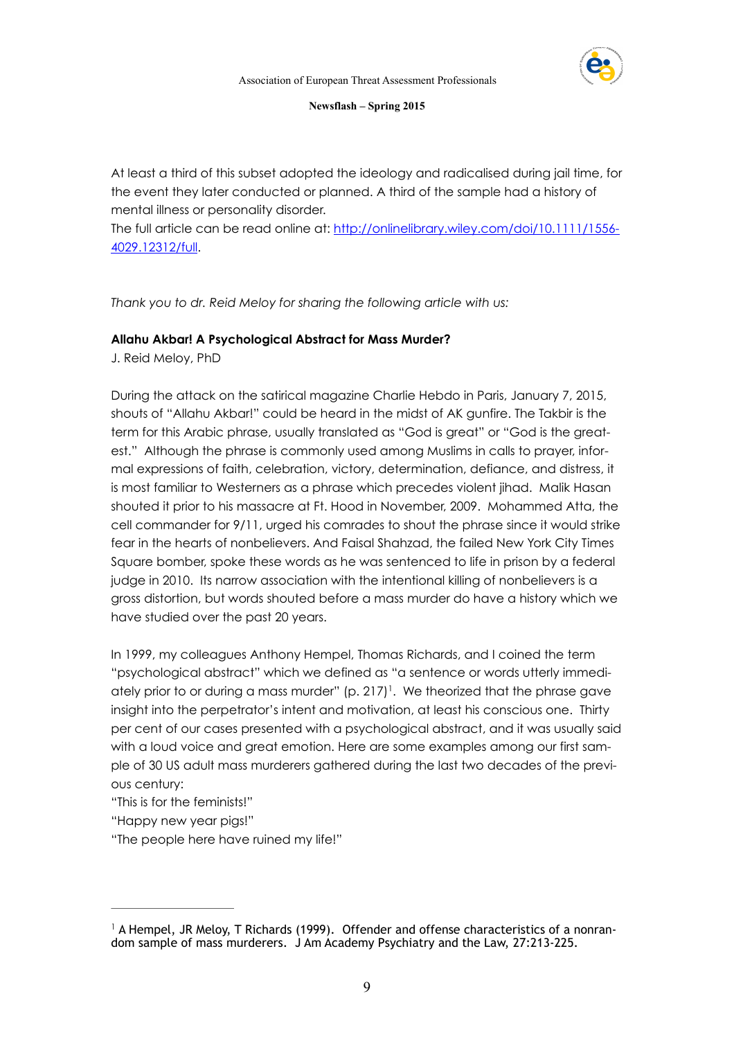At least a third of this subset adopted the ideology and radicalised during jail time, for the event they later conducted or planned. A third of the sample had a history of mental illness or personality disorder.

The full article can be read online at: [http://onlinelibrary.wiley.com/doi/10.1111/1556-4029.12312/full](http://onlinelibrary.wiley.com/doi/10.1111/1556-4029.12312/full).

*Thank you to dr. Reid Meloy for sharing the following article with us:*

**Allahu Akbar! A Psychological Abstract for Mass Murder?**

J. Reid Meloy, PhD

During the attack on the satirical magazine Charlie Hebdo in Paris, January 7, 2015, shouts of "Allahu Akbar!" could be heard in the midst of AK gunfire. The Takbir is the term for this Arabic phrase, usually translated as "God is great" or "God is the greatest." Although the phrase is commonly used among Muslims in calls to prayer, informal expressions of faith, celebration, victory, determination, defiance, and distress, it is most familiar to Westerners as a phrase which precedes violent jihad. Malik Hasan shouted it prior to his massacre at Ft. Hood in November, 2009. Mohammed Atta, the cell commander for 9/11, urged his comrades to shout the phrase since it would strike fear in the hearts of nonbelievers. And Faisal Shahzad, the failed New York City Times Square bomber, spoke these words as he was sentenced to life in prison by a federal judge in 2010. Its narrow association with the intentional killing of nonbelievers is a gross distortion, but words shouted before a mass murder do have a history which we have studied over the past 20 years.

In 1999, my colleagues Anthony Hempel, Thomas Richards, and I coined the term "psychological abstract" which we defined as "a sentence or words utterly immediately prior to or during a mass murder" (p. 217)[1]. We theorized that the phrase gave insight into the perpetrator's intent and motivation, at least his conscious one. Thirty per cent of our cases presented with a psychological abstract, and it was usually said with a loud voice and great emotion. Here are some examples among our first sample of 30 US adult mass murderers gathered during the last two decades of the previous century:

"This is for the feminists!"

"Happy new year pigs!"

"The people here have ruined my life!"

---

[1] A Hempel, JR Meloy, T Richards (1999). Offender and offense characteristics of a nonrandom sample of mass murderers. J Am Academy Psychiatry and the Law, 27:213-225.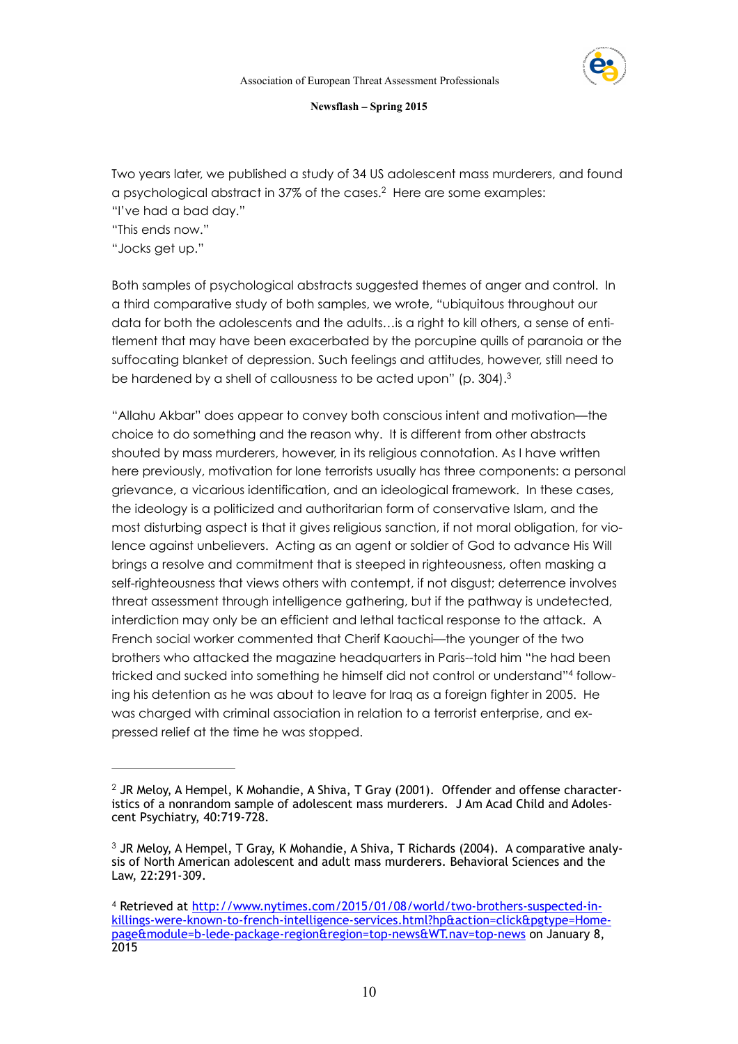Two years later, we published a study of 34 US adolescent mass murderers, and found a psychological abstract in 37% of the cases.[2] Here are some examples:
"I've had a bad day."
"This ends now."
"Jocks get up."

Both samples of psychological abstracts suggested themes of anger and control. In a third comparative study of both samples, we wrote, "ubiquitous throughout our data for both the adolescents and the adults…is a right to kill others, a sense of entitlement that may have been exacerbated by the porcupine quills of paranoia or the suffocating blanket of depression. Such feelings and attitudes, however, still need to be hardened by a shell of callousness to be acted upon" (p. 304).[3]

"Allahu Akbar" does appear to convey both conscious intent and motivation—the choice to do something and the reason why. It is different from other abstracts shouted by mass murderers, however, in its religious connotation. As I have written here previously, motivation for lone terrorists usually has three components: a personal grievance, a vicarious identification, and an ideological framework. In these cases, the ideology is a politicized and authoritarian form of conservative Islam, and the most disturbing aspect is that it gives religious sanction, if not moral obligation, for violence against unbelievers. Acting as an agent or soldier of God to advance His Will brings a resolve and commitment that is steeped in righteousness, often masking a self-righteousness that views others with contempt, if not disgust; deterrence involves threat assessment through intelligence gathering, but if the pathway is undetected, interdiction may only be an efficient and lethal tactical response to the attack. A French social worker commented that Cherif Kaouchi—the younger of the two brothers who attacked the magazine headquarters in Paris--told him "he had been tricked and sucked into something he himself did not control or understand"[4] following his detention as he was about to leave for Iraq as a foreign fighter in 2005. He was charged with criminal association in relation to a terrorist enterprise, and expressed relief at the time he was stopped.

---

[2] JR Meloy, A Hempel, K Mohandie, A Shiva, T Gray (2001). Offender and offense characteristics of a nonrandom sample of adolescent mass murderers. J Am Acad Child and Adolescent Psychiatry, 40:719-728.

[3] JR Meloy, A Hempel, T Gray, K Mohandie, A Shiva, T Richards (2004). A comparative analysis of North American adolescent and adult mass murderers. Behavioral Sciences and the Law, 22:291-309.

[4] Retrieved at http://www.nytimes.com/2015/01/08/world/two-brothers-suspected-in-killings-were-known-to-french-intelligence-services.html?hp&action=click&pgtype=Homepage&module=b-lede-package-region&region=top-news&WT.nav=top-news on January 8, 2015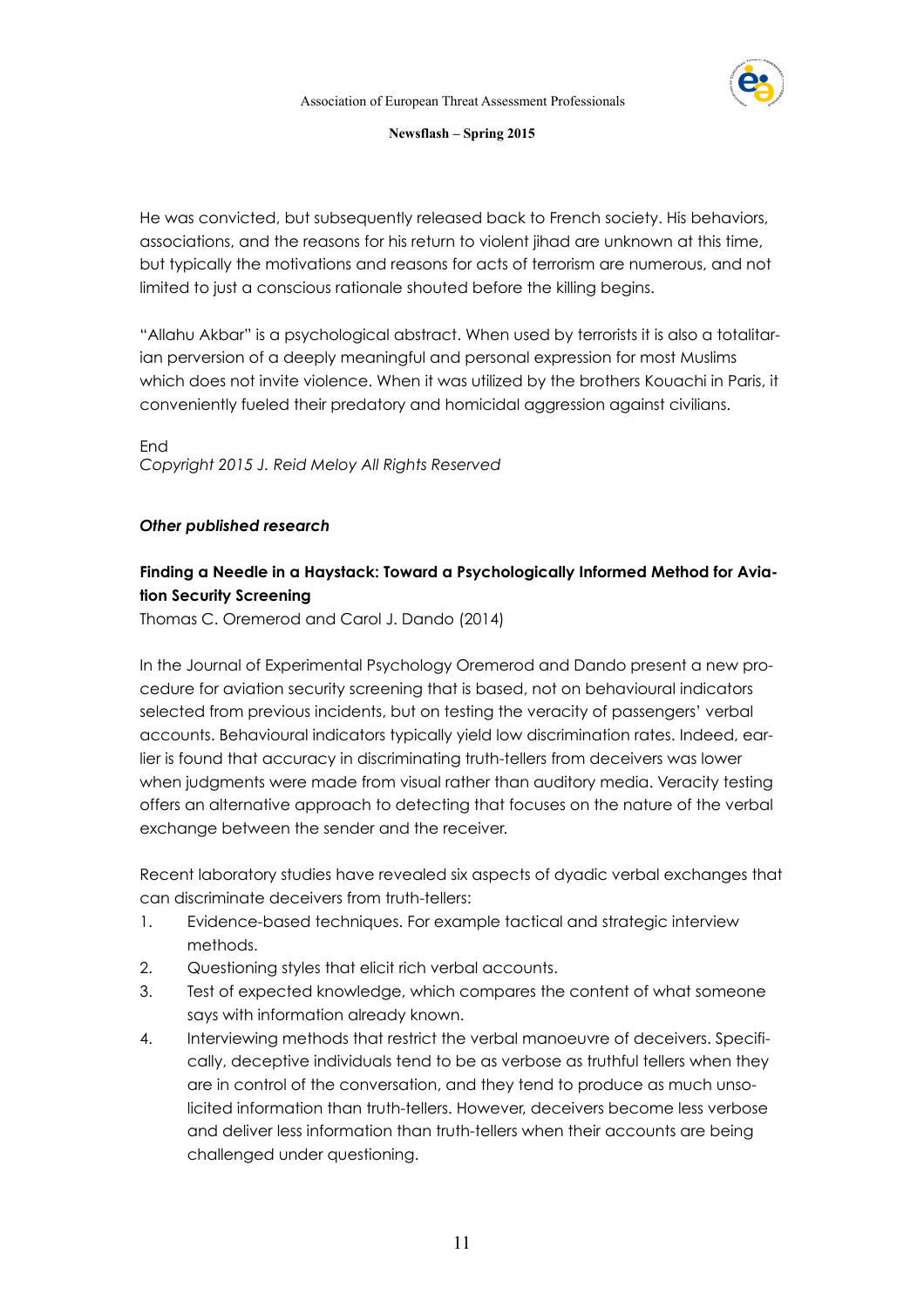He was convicted, but subsequently released back to French society. His behaviors, associations, and the reasons for his return to violent jihad are unknown at this time, but typically the motivations and reasons for acts of terrorism are numerous, and not limited to just a conscious rationale shouted before the killing begins.

"Allahu Akbar" is a psychological abstract. When used by terrorists it is also a totalitarian perversion of a deeply meaningful and personal expression for most Muslims which does not invite violence. When it was utilized by the brothers Kouachi in Paris, it conveniently fueled their predatory and homicidal aggression against civilians.

End
*Copyright 2015 J. Reid Meloy All Rights Reserved*

### *Other published research*

**Finding a Needle in a Haystack: Toward a Psychologically Informed Method for Aviation Security Screening**
Thomas C. Oremerod and Carol J. Dando (2014)

In the Journal of Experimental Psychology Oremerod and Dando present a new procedure for aviation security screening that is based, not on behavioural indicators selected from previous incidents, but on testing the veracity of passengers' verbal accounts. Behavioural indicators typically yield low discrimination rates. Indeed, earlier is found that accuracy in discriminating truth-tellers from deceivers was lower when judgments were made from visual rather than auditory media. Veracity testing offers an alternative approach to detecting that focuses on the nature of the verbal exchange between the sender and the receiver.

Recent laboratory studies have revealed six aspects of dyadic verbal exchanges that can discriminate deceivers from truth-tellers:

1. Evidence-based techniques. For example tactical and strategic interview methods.
2. Questioning styles that elicit rich verbal accounts.
3. Test of expected knowledge, which compares the content of what someone says with information already known.
4. Interviewing methods that restrict the verbal manoeuvre of deceivers. Specifically, deceptive individuals tend to be as verbose as truthful tellers when they are in control of the conversation, and they tend to produce as much unsolicited information than truth-tellers. However, deceivers become less verbose and deliver less information than truth-tellers when their accounts are being challenged under questioning.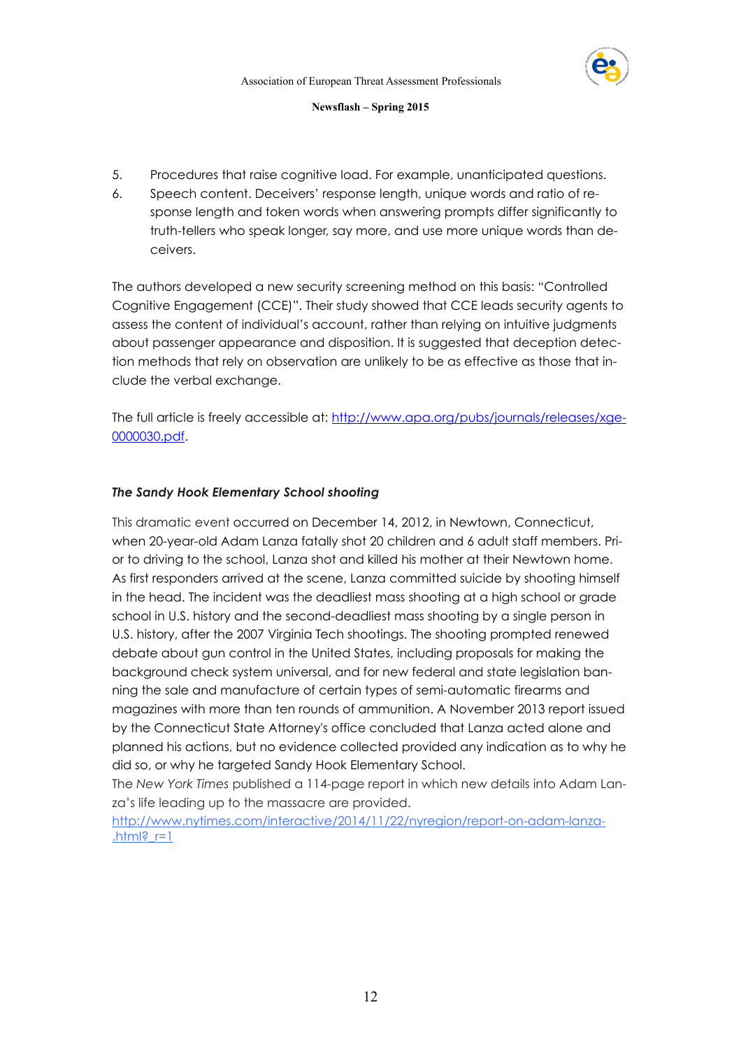5. Procedures that raise cognitive load. For example, unanticipated questions.
6. Speech content. Deceivers' response length, unique words and ratio of response length and token words when answering prompts differ significantly to truth-tellers who speak longer, say more, and use more unique words than deceivers.

The authors developed a new security screening method on this basis: "Controlled Cognitive Engagement (CCE)". Their study showed that CCE leads security agents to assess the content of individual's account, rather than relying on intuitive judgments about passenger appearance and disposition. It is suggested that deception detection methods that rely on observation are unlikely to be as effective as those that include the verbal exchange.

The full article is freely accessible at: [http://www.apa.org/pubs/journals/releases/xge-0000030.pdf](http://www.apa.org/pubs/journals/releases/xge-0000030.pdf).

***The Sandy Hook Elementary School shooting***

This dramatic event occurred on December 14, 2012, in Newtown, Connecticut, when 20-year-old Adam Lanza fatally shot 20 children and 6 adult staff members. Prior to driving to the school, Lanza shot and killed his mother at their Newtown home. As first responders arrived at the scene, Lanza committed suicide by shooting himself in the head. The incident was the deadliest mass shooting at a high school or grade school in U.S. history and the second-deadliest mass shooting by a single person in U.S. history, after the 2007 Virginia Tech shootings. The shooting prompted renewed debate about gun control in the United States, including proposals for making the background check system universal, and for new federal and state legislation banning the sale and manufacture of certain types of semi-automatic firearms and magazines with more than ten rounds of ammunition. A November 2013 report issued by the Connecticut State Attorney's office concluded that Lanza acted alone and planned his actions, but no evidence collected provided any indication as to why he did so, or why he targeted Sandy Hook Elementary School.
The *New York Times* published a 114-page report in which new details into Adam Lanza's life leading up to the massacre are provided.
[http://www.nytimes.com/interactive/2014/11/22/nyregion/report-on-adam-lanza-.html?_r=1](http://www.nytimes.com/interactive/2014/11/22/nyregion/report-on-adam-lanza-.html?_r=1)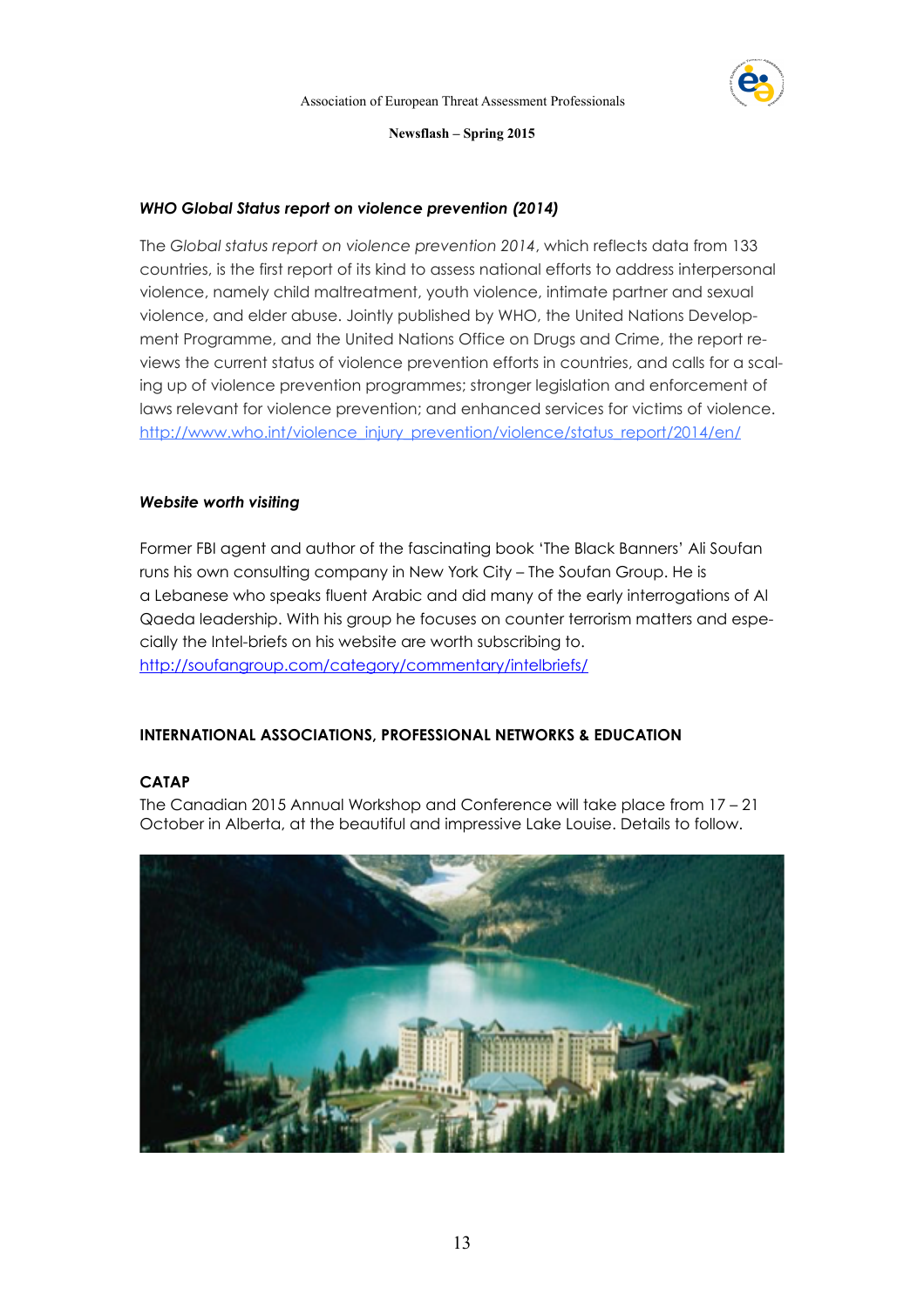### *WHO Global Status report on violence prevention (2014)*

The *Global status report on violence prevention 2014*, which reflects data from 133 countries, is the first report of its kind to assess national efforts to address interpersonal violence, namely child maltreatment, youth violence, intimate partner and sexual violence, and elder abuse. Jointly published by WHO, the United Nations Development Programme, and the United Nations Office on Drugs and Crime, the report reviews the current status of violence prevention efforts in countries, and calls for a scaling up of violence prevention programmes; stronger legislation and enforcement of laws relevant for violence prevention; and enhanced services for victims of violence. http://www.who.int/violence_injury_prevention/violence/status_report/2014/en/

### *Website worth visiting*

Former FBI agent and author of the fascinating book 'The Black Banners' Ali Soufan runs his own consulting company in New York City – The Soufan Group. He is a Lebanese who speaks fluent Arabic and did many of the early interrogations of Al Qaeda leadership. With his group he focuses on counter terrorism matters and especially the Intel-briefs on his website are worth subscribing to. http://soufangroup.com/category/commentary/intelbriefs/

## INTERNATIONAL ASSOCIATIONS, PROFESSIONAL NETWORKS & EDUCATION

### CATAP

The Canadian 2015 Annual Workshop and Conference will take place from 17 – 21 October in Alberta, at the beautiful and impressive Lake Louise. Details to follow.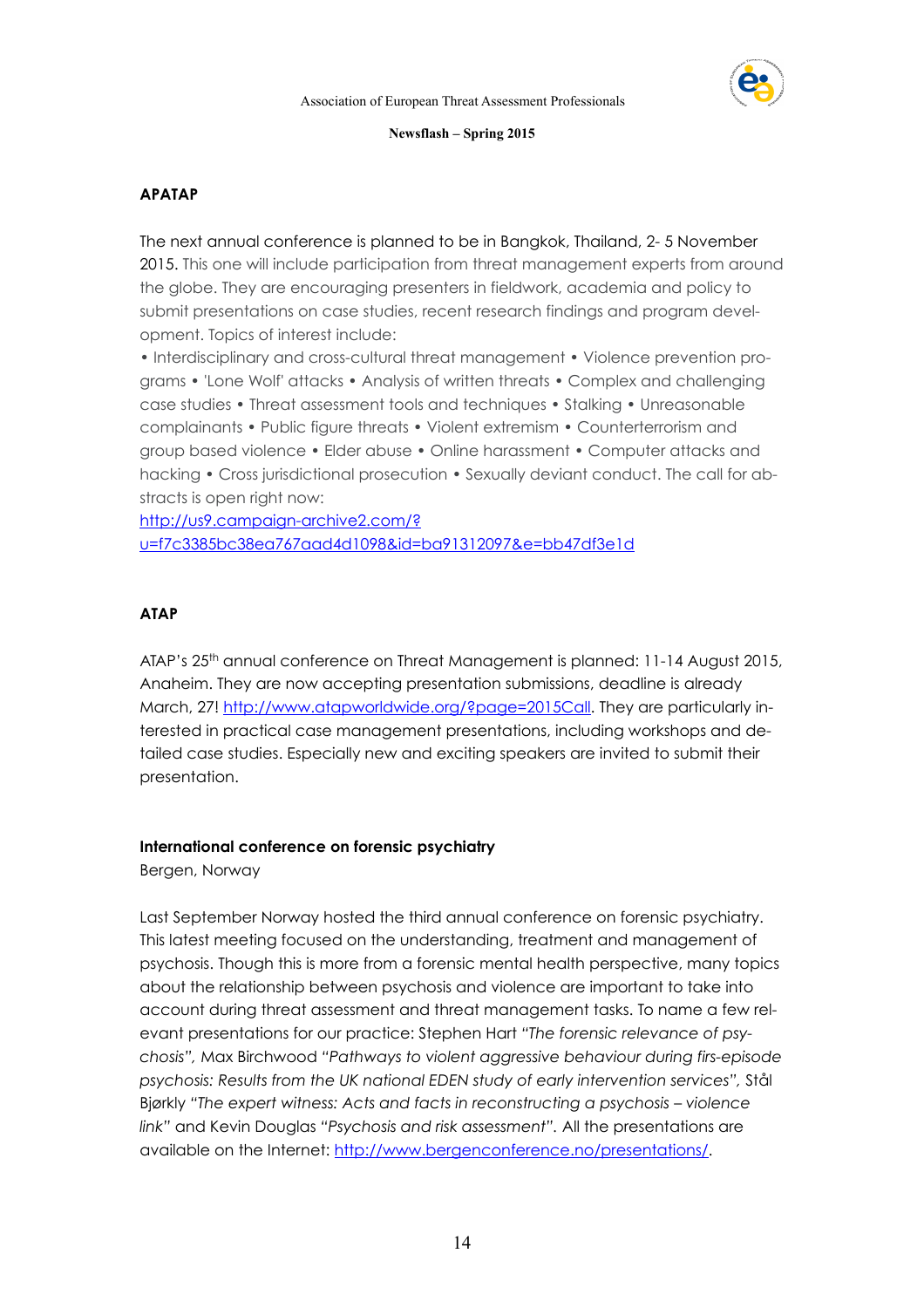## APATAP

The next annual conference is planned to be in Bangkok, Thailand, 2- 5 November 2015. This one will include participation from threat management experts from around the globe. They are encouraging presenters in fieldwork, academia and policy to submit presentations on case studies, recent research findings and program development. Topics of interest include:

• Interdisciplinary and cross-cultural threat management • Violence prevention programs • 'Lone Wolf' attacks • Analysis of written threats • Complex and challenging case studies • Threat assessment tools and techniques • Stalking • Unreasonable complainants • Public figure threats • Violent extremism • Counterterrorism and group based violence • Elder abuse • Online harassment • Computer attacks and hacking • Cross jurisdictional prosecution • Sexually deviant conduct. The call for abstracts is open right now:
http://us9.campaign-archive2.com/?u=f7c3385bc38ea767aad4d1098&id=ba91312097&e=bb47df3e1d

## ATAP

ATAP's 25th annual conference on Threat Management is planned: 11-14 August 2015, Anaheim. They are now accepting presentation submissions, deadline is already March, 27! http://www.atapworldwide.org/?page=2015Call. They are particularly interested in practical case management presentations, including workshops and detailed case studies. Especially new and exciting speakers are invited to submit their presentation.

## International conference on forensic psychiatry

Bergen, Norway

Last September Norway hosted the third annual conference on forensic psychiatry. This latest meeting focused on the understanding, treatment and management of psychosis. Though this is more from a forensic mental health perspective, many topics about the relationship between psychosis and violence are important to take into account during threat assessment and threat management tasks. To name a few relevant presentations for our practice: Stephen Hart *"The forensic relevance of psychosis",* Max Birchwood *"Pathways to violent aggressive behaviour during firs-episode psychosis: Results from the UK national EDEN study of early intervention services",* Stål Bjørkly *"The expert witness: Acts and facts in reconstructing a psychosis – violence link"* and Kevin Douglas *"Psychosis and risk assessment".* All the presentations are available on the Internet: http://www.bergenconference.no/presentations/.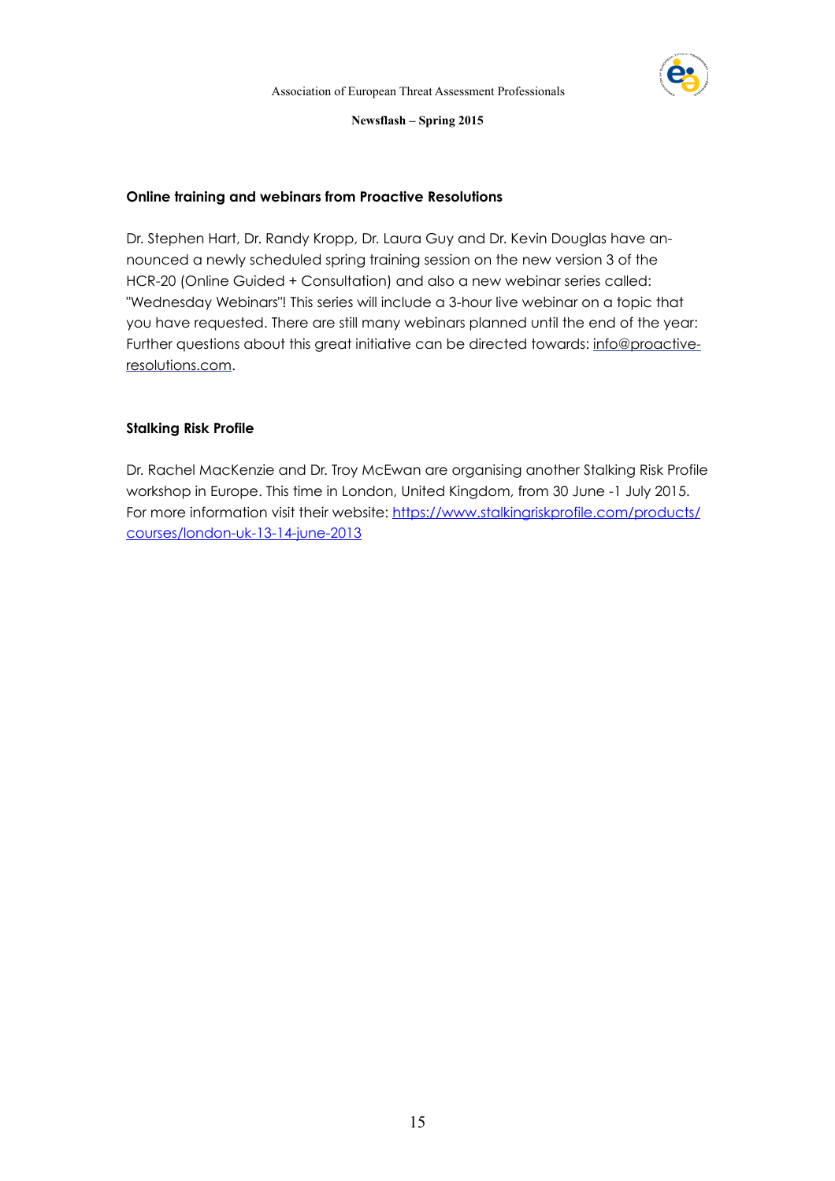### Online training and webinars from Proactive Resolutions

Dr. Stephen Hart, Dr. Randy Kropp, Dr. Laura Guy and Dr. Kevin Douglas have announced a newly scheduled spring training session on the new version 3 of the HCR-20 (Online Guided + Consultation) and also a new webinar series called: "Wednesday Webinars"! This series will include a 3-hour live webinar on a topic that you have requested. There are still many webinars planned until the end of the year: Further questions about this great initiative can be directed towards: info@proactive-resolutions.com.

### Stalking Risk Profile

Dr. Rachel MacKenzie and Dr. Troy McEwan are organising another Stalking Risk Profile workshop in Europe. This time in London, United Kingdom, from 30 June -1 July 2015. For more information visit their website: https://www.stalkingriskprofile.com/products/courses/london-uk-13-14-june-2013